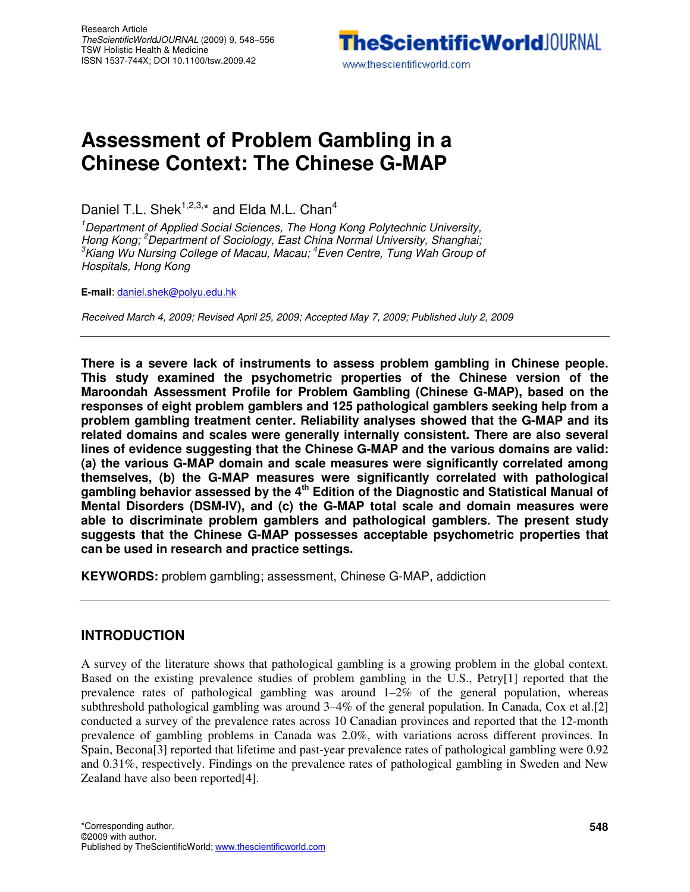Research Article
*TheScientificWorldJOURNAL* (2009) 9, 548–556
TSW Holistic Health & Medicine
ISSN 1537-744X; DOI 10.1100/tsw.2009.42

# Assessment of Problem Gambling in a Chinese Context: The Chinese G-MAP

Daniel T.L. Shek[1,2,3,*] and Elda M.L. Chan[4]

*[1]Department of Applied Social Sciences, The Hong Kong Polytechnic University, Hong Kong; [2]Department of Sociology, East China Normal University, Shanghai; [3]Kiang Wu Nursing College of Macau, Macau; [4]Even Centre, Tung Wah Group of Hospitals, Hong Kong*

**E-mail**: daniel.shek@polyu.edu.hk

*Received March 4, 2009; Revised April 25, 2009; Accepted May 7, 2009; Published July 2, 2009*

---

**There is a severe lack of instruments to assess problem gambling in Chinese people. This study examined the psychometric properties of the Chinese version of the Maroondah Assessment Profile for Problem Gambling (Chinese G-MAP), based on the responses of eight problem gamblers and 125 pathological gamblers seeking help from a problem gambling treatment center. Reliability analyses showed that the G-MAP and its related domains and scales were generally internally consistent. There are also several lines of evidence suggesting that the Chinese G-MAP and the various domains are valid: (a) the various G-MAP domain and scale measures were significantly correlated among themselves, (b) the G-MAP measures were significantly correlated with pathological gambling behavior assessed by the 4th Edition of the Diagnostic and Statistical Manual of Mental Disorders (DSM-IV), and (c) the G-MAP total scale and domain measures were able to discriminate problem gamblers and pathological gamblers. The present study suggests that the Chinese G-MAP possesses acceptable psychometric properties that can be used in research and practice settings.**

**KEYWORDS:** problem gambling; assessment, Chinese G-MAP, addiction

---

## INTRODUCTION

A survey of the literature shows that pathological gambling is a growing problem in the global context. Based on the existing prevalence studies of problem gambling in the U.S., Petry[1] reported that the prevalence rates of pathological gambling was around 1–2% of the general population, whereas subthreshold pathological gambling was around 3–4% of the general population. In Canada, Cox et al.[2] conducted a survey of the prevalence rates across 10 Canadian provinces and reported that the 12-month prevalence of gambling problems in Canada was 2.0%, with variations across different provinces. In Spain, Becona[3] reported that lifetime and past-year prevalence rates of pathological gambling were 0.92 and 0.31%, respectively. Findings on the prevalence rates of pathological gambling in Sweden and New Zealand have also been reported[4].

*Corresponding author.
©2009 with author.
Published by TheScientificWorld; www.thescientificworld.com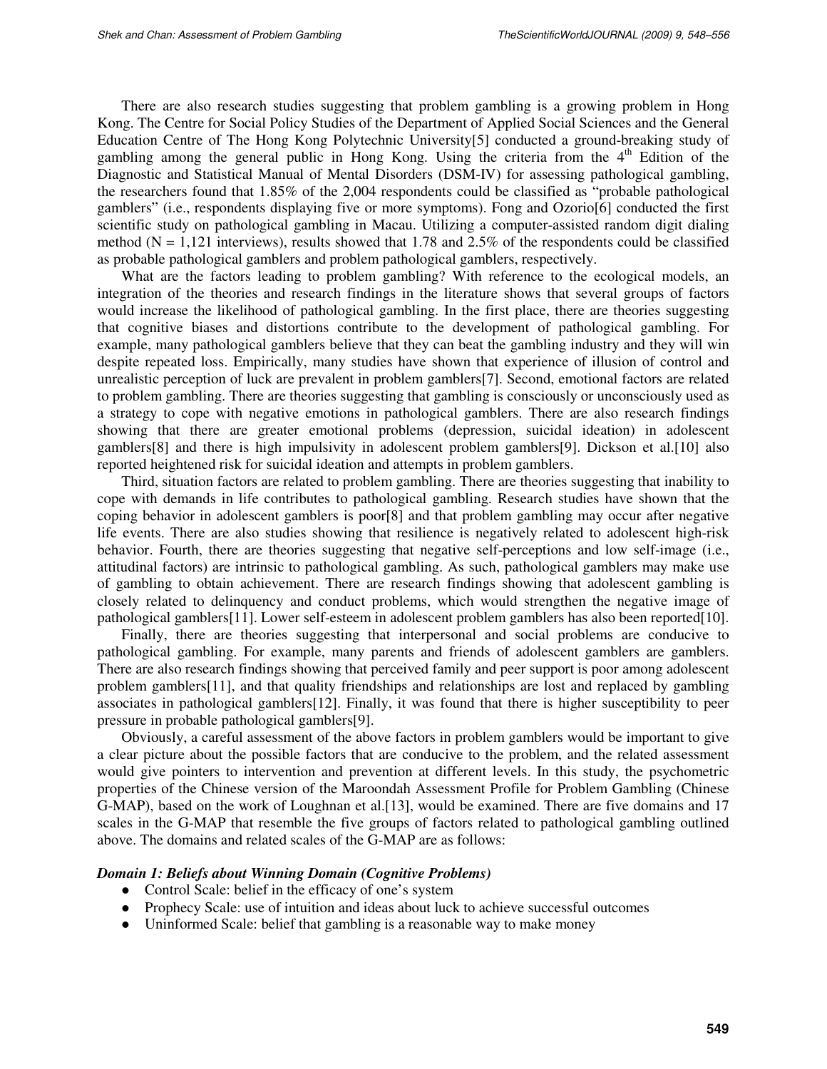There are also research studies suggesting that problem gambling is a growing problem in Hong Kong. The Centre for Social Policy Studies of the Department of Applied Social Sciences and the General Education Centre of The Hong Kong Polytechnic University[5] conducted a ground-breaking study of gambling among the general public in Hong Kong. Using the criteria from the 4th Edition of the Diagnostic and Statistical Manual of Mental Disorders (DSM-IV) for assessing pathological gambling, the researchers found that 1.85% of the 2,004 respondents could be classified as "probable pathological gamblers" (i.e., respondents displaying five or more symptoms). Fong and Ozorio[6] conducted the first scientific study on pathological gambling in Macau. Utilizing a computer-assisted random digit dialing method (N = 1,121 interviews), results showed that 1.78 and 2.5% of the respondents could be classified as probable pathological gamblers and problem pathological gamblers, respectively.

What are the factors leading to problem gambling? With reference to the ecological models, an integration of the theories and research findings in the literature shows that several groups of factors would increase the likelihood of pathological gambling. In the first place, there are theories suggesting that cognitive biases and distortions contribute to the development of pathological gambling. For example, many pathological gamblers believe that they can beat the gambling industry and they will win despite repeated loss. Empirically, many studies have shown that experience of illusion of control and unrealistic perception of luck are prevalent in problem gamblers[7]. Second, emotional factors are related to problem gambling. There are theories suggesting that gambling is consciously or unconsciously used as a strategy to cope with negative emotions in pathological gamblers. There are also research findings showing that there are greater emotional problems (depression, suicidal ideation) in adolescent gamblers[8] and there is high impulsivity in adolescent problem gamblers[9]. Dickson et al.[10] also reported heightened risk for suicidal ideation and attempts in problem gamblers.

Third, situation factors are related to problem gambling. There are theories suggesting that inability to cope with demands in life contributes to pathological gambling. Research studies have shown that the coping behavior in adolescent gamblers is poor[8] and that problem gambling may occur after negative life events. There are also studies showing that resilience is negatively related to adolescent high-risk behavior. Fourth, there are theories suggesting that negative self-perceptions and low self-image (i.e., attitudinal factors) are intrinsic to pathological gambling. As such, pathological gamblers may make use of gambling to obtain achievement. There are research findings showing that adolescent gambling is closely related to delinquency and conduct problems, which would strengthen the negative image of pathological gamblers[11]. Lower self-esteem in adolescent problem gamblers has also been reported[10].

Finally, there are theories suggesting that interpersonal and social problems are conducive to pathological gambling. For example, many parents and friends of adolescent gamblers are gamblers. There are also research findings showing that perceived family and peer support is poor among adolescent problem gamblers[11], and that quality friendships and relationships are lost and replaced by gambling associates in pathological gamblers[12]. Finally, it was found that there is higher susceptibility to peer pressure in probable pathological gamblers[9].

Obviously, a careful assessment of the above factors in problem gamblers would be important to give a clear picture about the possible factors that are conducive to the problem, and the related assessment would give pointers to intervention and prevention at different levels. In this study, the psychometric properties of the Chinese version of the Maroondah Assessment Profile for Problem Gambling (Chinese G-MAP), based on the work of Loughnan et al.[13], would be examined. There are five domains and 17 scales in the G-MAP that resemble the five groups of factors related to pathological gambling outlined above. The domains and related scales of the G-MAP are as follows:

***Domain 1: Beliefs about Winning Domain (Cognitive Problems)***

- Control Scale: belief in the efficacy of one's system
- Prophecy Scale: use of intuition and ideas about luck to achieve successful outcomes
- Uninformed Scale: belief that gambling is a reasonable way to make money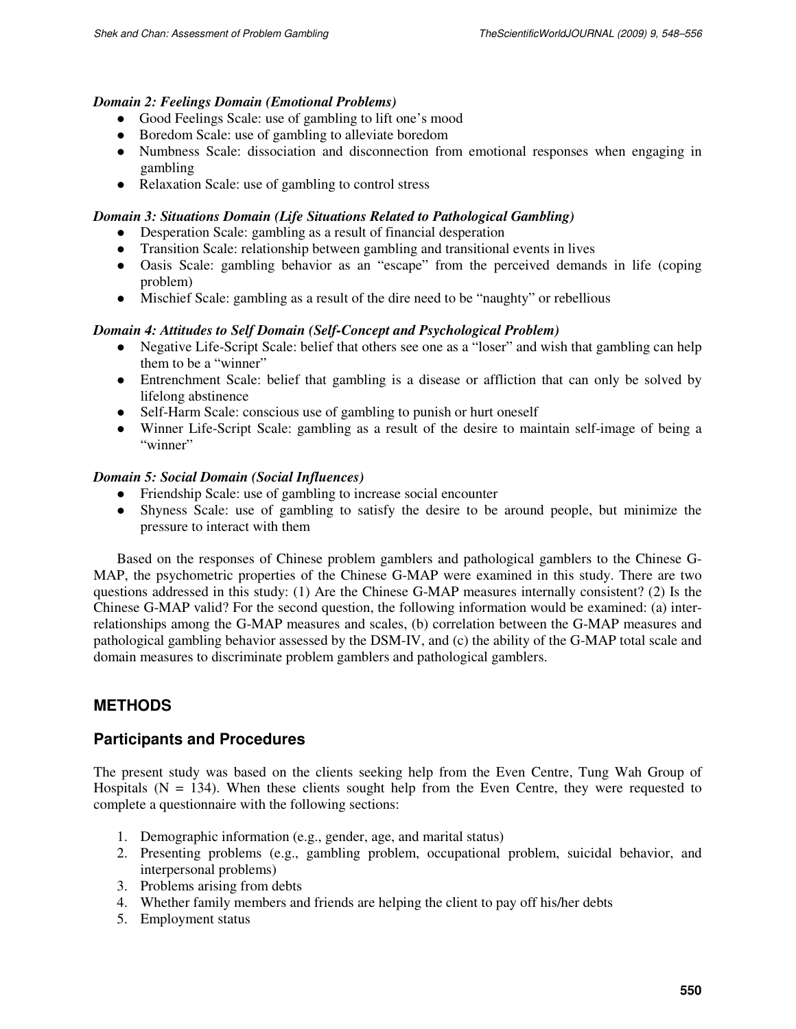***Domain 2: Feelings Domain (Emotional Problems)***

- Good Feelings Scale: use of gambling to lift one's mood
- Boredom Scale: use of gambling to alleviate boredom
- Numbness Scale: dissociation and disconnection from emotional responses when engaging in gambling
- Relaxation Scale: use of gambling to control stress

***Domain 3: Situations Domain (Life Situations Related to Pathological Gambling)***

- Desperation Scale: gambling as a result of financial desperation
- Transition Scale: relationship between gambling and transitional events in lives
- Oasis Scale: gambling behavior as an "escape" from the perceived demands in life (coping problem)
- Mischief Scale: gambling as a result of the dire need to be "naughty" or rebellious

***Domain 4: Attitudes to Self Domain (Self-Concept and Psychological Problem)***

- Negative Life-Script Scale: belief that others see one as a "loser" and wish that gambling can help them to be a "winner"
- Entrenchment Scale: belief that gambling is a disease or affliction that can only be solved by lifelong abstinence
- Self-Harm Scale: conscious use of gambling to punish or hurt oneself
- Winner Life-Script Scale: gambling as a result of the desire to maintain self-image of being a "winner"

***Domain 5: Social Domain (Social Influences)***

- Friendship Scale: use of gambling to increase social encounter
- Shyness Scale: use of gambling to satisfy the desire to be around people, but minimize the pressure to interact with them

Based on the responses of Chinese problem gamblers and pathological gamblers to the Chinese G-MAP, the psychometric properties of the Chinese G-MAP were examined in this study. There are two questions addressed in this study: (1) Are the Chinese G-MAP measures internally consistent? (2) Is the Chinese G-MAP valid? For the second question, the following information would be examined: (a) inter-relationships among the G-MAP measures and scales, (b) correlation between the G-MAP measures and pathological gambling behavior assessed by the DSM-IV, and (c) the ability of the G-MAP total scale and domain measures to discriminate problem gamblers and pathological gamblers.

## METHODS

### Participants and Procedures

The present study was based on the clients seeking help from the Even Centre, Tung Wah Group of Hospitals (N = 134). When these clients sought help from the Even Centre, they were requested to complete a questionnaire with the following sections:

1. Demographic information (e.g., gender, age, and marital status)
2. Presenting problems (e.g., gambling problem, occupational problem, suicidal behavior, and interpersonal problems)
3. Problems arising from debts
4. Whether family members and friends are helping the client to pay off his/her debts
5. Employment status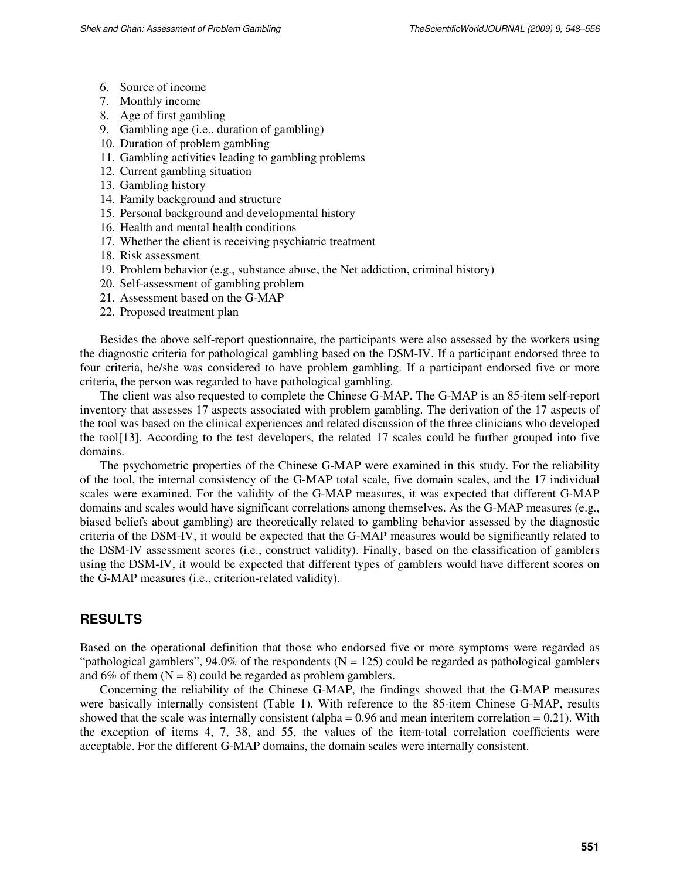6. Source of income
7. Monthly income
8. Age of first gambling
9. Gambling age (i.e., duration of gambling)
10. Duration of problem gambling
11. Gambling activities leading to gambling problems
12. Current gambling situation
13. Gambling history
14. Family background and structure
15. Personal background and developmental history
16. Health and mental health conditions
17. Whether the client is receiving psychiatric treatment
18. Risk assessment
19. Problem behavior (e.g., substance abuse, the Net addiction, criminal history)
20. Self-assessment of gambling problem
21. Assessment based on the G-MAP
22. Proposed treatment plan

Besides the above self-report questionnaire, the participants were also assessed by the workers using the diagnostic criteria for pathological gambling based on the DSM-IV. If a participant endorsed three to four criteria, he/she was considered to have problem gambling. If a participant endorsed five or more criteria, the person was regarded to have pathological gambling.

The client was also requested to complete the Chinese G-MAP. The G-MAP is an 85-item self-report inventory that assesses 17 aspects associated with problem gambling. The derivation of the 17 aspects of the tool was based on the clinical experiences and related discussion of the three clinicians who developed the tool[13]. According to the test developers, the related 17 scales could be further grouped into five domains.

The psychometric properties of the Chinese G-MAP were examined in this study. For the reliability of the tool, the internal consistency of the G-MAP total scale, five domain scales, and the 17 individual scales were examined. For the validity of the G-MAP measures, it was expected that different G-MAP domains and scales would have significant correlations among themselves. As the G-MAP measures (e.g., biased beliefs about gambling) are theoretically related to gambling behavior assessed by the diagnostic criteria of the DSM-IV, it would be expected that the G-MAP measures would be significantly related to the DSM-IV assessment scores (i.e., construct validity). Finally, based on the classification of gamblers using the DSM-IV, it would be expected that different types of gamblers would have different scores on the G-MAP measures (i.e., criterion-related validity).

## RESULTS

Based on the operational definition that those who endorsed five or more symptoms were regarded as "pathological gamblers", 94.0% of the respondents ($N = 125$) could be regarded as pathological gamblers and 6% of them ($N = 8$) could be regarded as problem gamblers.

Concerning the reliability of the Chinese G-MAP, the findings showed that the G-MAP measures were basically internally consistent (Table 1). With reference to the 85-item Chinese G-MAP, results showed that the scale was internally consistent (alpha = 0.96 and mean interitem correlation = 0.21). With the exception of items 4, 7, 38, and 55, the values of the item-total correlation coefficients were acceptable. For the different G-MAP domains, the domain scales were internally consistent.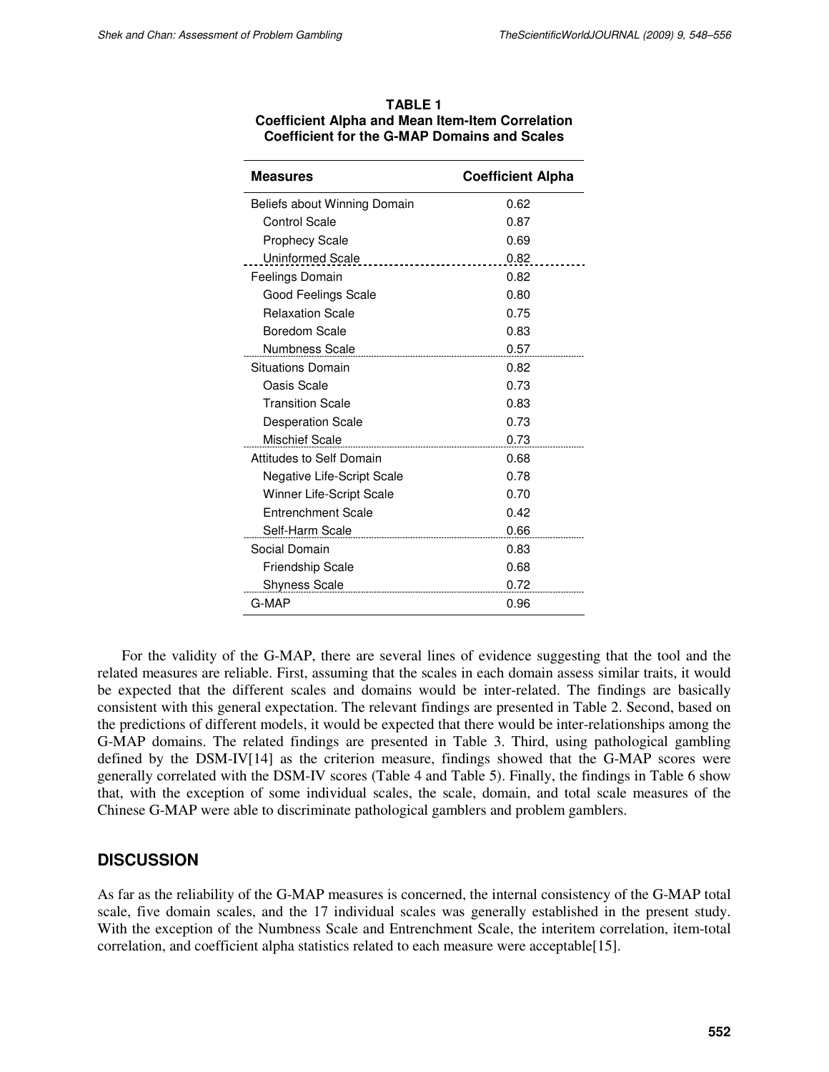**TABLE 1**
**Coefficient Alpha and Mean Item-Item Correlation Coefficient for the G-MAP Domains and Scales**

| Measures | Coefficient Alpha |
|---|---|
| Beliefs about Winning Domain | 0.62 |
| Control Scale | 0.87 |
| Prophecy Scale | 0.69 |
| Uninformed Scale | 0.82 |
| Feelings Domain | 0.82 |
| Good Feelings Scale | 0.80 |
| Relaxation Scale | 0.75 |
| Boredom Scale | 0.83 |
| Numbness Scale | 0.57 |
| Situations Domain | 0.82 |
| Oasis Scale | 0.73 |
| Transition Scale | 0.83 |
| Desperation Scale | 0.73 |
| Mischief Scale | 0.73 |
| Attitudes to Self Domain | 0.68 |
| Negative Life-Script Scale | 0.78 |
| Winner Life-Script Scale | 0.70 |
| Entrenchment Scale | 0.42 |
| Self-Harm Scale | 0.66 |
| Social Domain | 0.83 |
| Friendship Scale | 0.68 |
| Shyness Scale | 0.72 |
| G-MAP | 0.96 |

For the validity of the G-MAP, there are several lines of evidence suggesting that the tool and the related measures are reliable. First, assuming that the scales in each domain assess similar traits, it would be expected that the different scales and domains would be inter-related. The findings are basically consistent with this general expectation. The relevant findings are presented in Table 2. Second, based on the predictions of different models, it would be expected that there would be inter-relationships among the G-MAP domains. The related findings are presented in Table 3. Third, using pathological gambling defined by the DSM-IV[14] as the criterion measure, findings showed that the G-MAP scores were generally correlated with the DSM-IV scores (Table 4 and Table 5). Finally, the findings in Table 6 show that, with the exception of some individual scales, the scale, domain, and total scale measures of the Chinese G-MAP were able to discriminate pathological gamblers and problem gamblers.

## DISCUSSION

As far as the reliability of the G-MAP measures is concerned, the internal consistency of the G-MAP total scale, five domain scales, and the 17 individual scales was generally established in the present study. With the exception of the Numbness Scale and Entrenchment Scale, the interitem correlation, item-total correlation, and coefficient alpha statistics related to each measure were acceptable[15].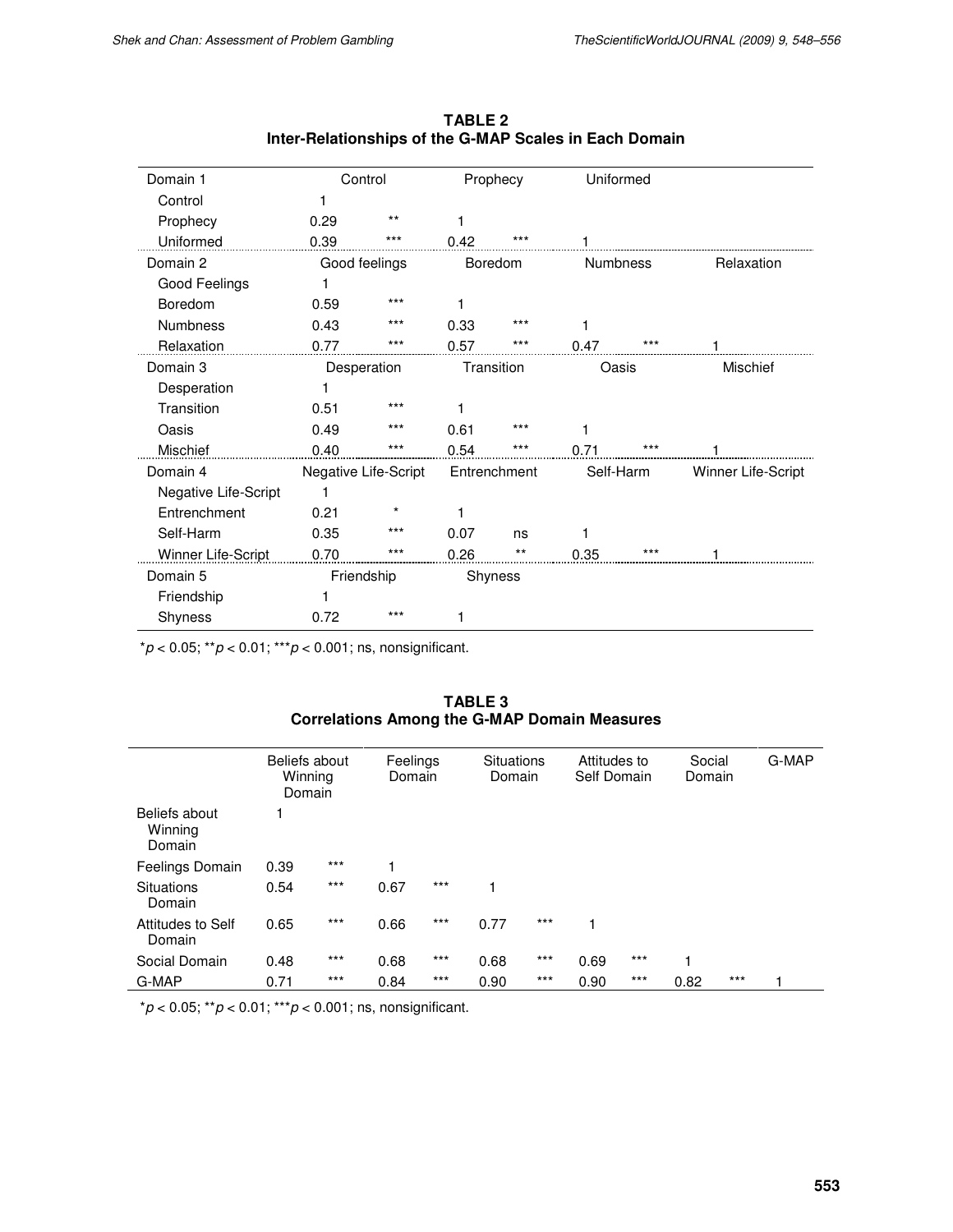**TABLE 2**
**Inter-Relationships of the G-MAP Scales in Each Domain**

| Domain 1 | Control | | Prophecy | | Uniformed | | | |
|---|---|---|---|---|---|---|---|---|
| Control | 1 | | | | | | | |
| Prophecy | 0.29 | ** | 1 | | | | | |
| Uniformed | 0.39 | *** | 0.42 | *** | 1 | | | |
| **Domain 2** | **Good feelings** | | **Boredom** | | **Numbness** | | **Relaxation** | |
| Good Feelings | 1 | | | | | | | |
| Boredom | 0.59 | *** | 1 | | | | | |
| Numbness | 0.43 | *** | 0.33 | *** | 1 | | | |
| Relaxation | 0.77 | *** | 0.57 | *** | 0.47 | *** | 1 | |
| **Domain 3** | **Desperation** | | **Transition** | | **Oasis** | | **Mischief** | |
| Desperation | 1 | | | | | | | |
| Transition | 0.51 | *** | 1 | | | | | |
| Oasis | 0.49 | *** | 0.61 | *** | 1 | | | |
| Mischief | 0.40 | *** | 0.54 | *** | 0.71 | *** | 1 | |
| **Domain 4** | **Negative Life-Script** | | **Entrenchment** | | **Self-Harm** | | **Winner Life-Script** | |
| Negative Life-Script | 1 | | | | | | | |
| Entrenchment | 0.21 | * | 1 | | | | | |
| Self-Harm | 0.35 | *** | 0.07 | ns | 1 | | | |
| Winner Life-Script | 0.70 | *** | 0.26 | ** | 0.35 | *** | 1 | |
| **Domain 5** | **Friendship** | | **Shyness** | | | | | |
| Friendship | 1 | | | | | | | |
| Shyness | 0.72 | *** | 1 | | | | | |

*$p < 0.05$; **$p < 0.01$; ***$p < 0.001$; ns, nonsignificant.

**TABLE 3**
**Correlations Among the G-MAP Domain Measures**

| | Beliefs about Winning Domain | | Feelings Domain | | Situations Domain | | Attitudes to Self Domain | | Social Domain | | G-MAP |
|---|---|---|---|---|---|---|---|---|---|---|---|
| Beliefs about Winning Domain | 1 | | | | | | | | | | |
| Feelings Domain | 0.39 | *** | 1 | | | | | | | | |
| Situations Domain | 0.54 | *** | 0.67 | *** | 1 | | | | | | |
| Attitudes to Self Domain | 0.65 | *** | 0.66 | *** | 0.77 | *** | 1 | | | | |
| Social Domain | 0.48 | *** | 0.68 | *** | 0.68 | *** | 0.69 | *** | 1 | | |
| G-MAP | 0.71 | *** | 0.84 | *** | 0.90 | *** | 0.90 | *** | 0.82 | *** | 1 |

*$p < 0.05$; **$p < 0.01$; ***$p < 0.001$; ns, nonsignificant.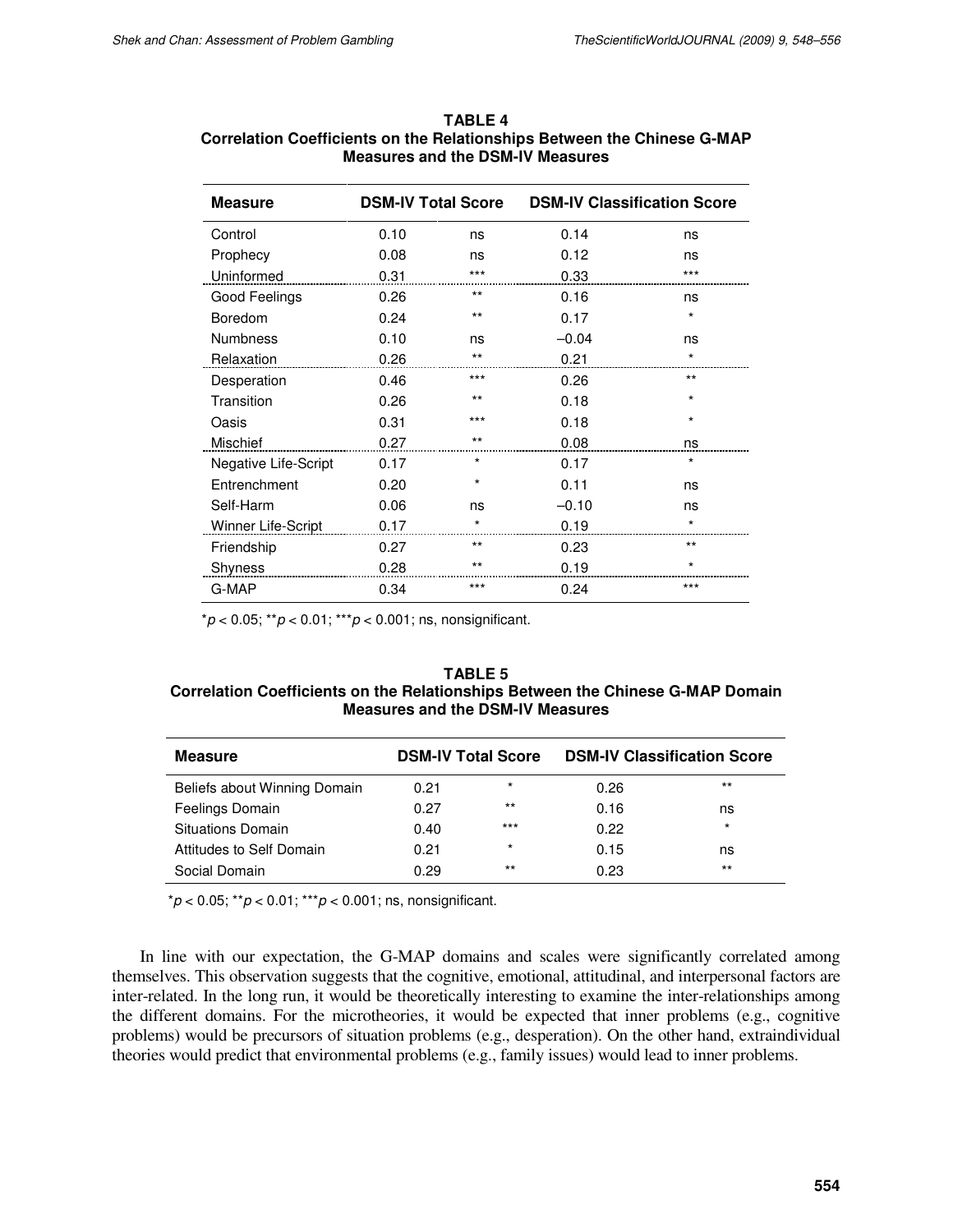**TABLE 4**
**Correlation Coefficients on the Relationships Between the Chinese G-MAP Measures and the DSM-IV Measures**

| Measure | DSM-IV Total Score | | DSM-IV Classification Score | |
|---|---|---|---|---|
| Control | 0.10 | ns | 0.14 | ns |
| Prophecy | 0.08 | ns | 0.12 | ns |
| Uninformed | 0.31 | *** | 0.33 | *** |
| Good Feelings | 0.26 | ** | 0.16 | ns |
| Boredom | 0.24 | ** | 0.17 | * |
| Numbness | 0.10 | ns | –0.04 | ns |
| Relaxation | 0.26 | ** | 0.21 | * |
| Desperation | 0.46 | *** | 0.26 | ** |
| Transition | 0.26 | ** | 0.18 | * |
| Oasis | 0.31 | *** | 0.18 | * |
| Mischief | 0.27 | ** | 0.08 | ns |
| Negative Life-Script | 0.17 | * | 0.17 | * |
| Entrenchment | 0.20 | * | 0.11 | ns |
| Self-Harm | 0.06 | ns | –0.10 | ns |
| Winner Life-Script | 0.17 | * | 0.19 | * |
| Friendship | 0.27 | ** | 0.23 | ** |
| Shyness | 0.28 | ** | 0.19 | * |
| G-MAP | 0.34 | *** | 0.24 | *** |

*$p < 0.05$; **$p < 0.01$; ***$p < 0.001$; ns, nonsignificant.

**TABLE 5**
**Correlation Coefficients on the Relationships Between the Chinese G-MAP Domain Measures and the DSM-IV Measures**

| Measure | DSM-IV Total Score | | DSM-IV Classification Score | |
|---|---|---|---|---|
| Beliefs about Winning Domain | 0.21 | * | 0.26 | ** |
| Feelings Domain | 0.27 | ** | 0.16 | ns |
| Situations Domain | 0.40 | *** | 0.22 | * |
| Attitudes to Self Domain | 0.21 | * | 0.15 | ns |
| Social Domain | 0.29 | ** | 0.23 | ** |

*$p < 0.05$; **$p < 0.01$; ***$p < 0.001$; ns, nonsignificant.

In line with our expectation, the G-MAP domains and scales were significantly correlated among themselves. This observation suggests that the cognitive, emotional, attitudinal, and interpersonal factors are inter-related. In the long run, it would be theoretically interesting to examine the inter-relationships among the different domains. For the microtheories, it would be expected that inner problems (e.g., cognitive problems) would be precursors of situation problems (e.g., desperation). On the other hand, extraindividual theories would predict that environmental problems (e.g., family issues) would lead to inner problems.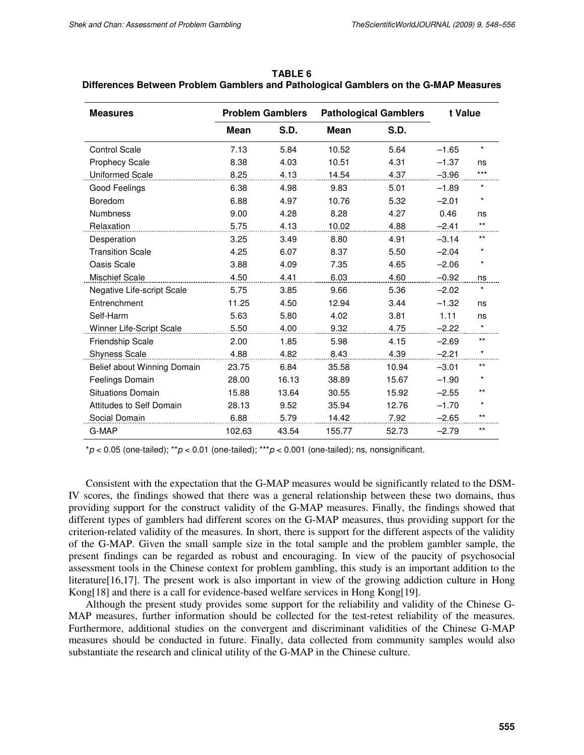**TABLE 6**
**Differences Between Problem Gamblers and Pathological Gamblers on the G-MAP Measures**

| Measures | Problem Gamblers | | Pathological Gamblers | | t Value | |
|---|---|---|---|---|---|---|
| | Mean | S.D. | Mean | S.D. | | |
| Control Scale | 7.13 | 5.84 | 10.52 | 5.64 | –1.65 | * |
| Prophecy Scale | 8.38 | 4.03 | 10.51 | 4.31 | –1.37 | ns |
| Uniformed Scale | 8.25 | 4.13 | 14.54 | 4.37 | –3.96 | *** |
| Good Feelings | 6.38 | 4.98 | 9.83 | 5.01 | –1.89 | * |
| Boredom | 6.88 | 4.97 | 10.76 | 5.32 | –2.01 | * |
| Numbness | 9.00 | 4.28 | 8.28 | 4.27 | 0.46 | ns |
| Relaxation | 5.75 | 4.13 | 10.02 | 4.88 | –2.41 | ** |
| Desperation | 3.25 | 3.49 | 8.80 | 4.91 | –3.14 | ** |
| Transition Scale | 4.25 | 6.07 | 8.37 | 5.50 | –2.04 | * |
| Oasis Scale | 3.88 | 4.09 | 7.35 | 4.65 | –2.06 | * |
| Mischief Scale | 4.50 | 4.41 | 6.03 | 4.60 | –0.92 | ns |
| Negative Life-script Scale | 5.75 | 3.85 | 9.66 | 5.36 | –2.02 | * |
| Entrenchment | 11.25 | 4.50 | 12.94 | 3.44 | –1.32 | ns |
| Self-Harm | 5.63 | 5.80 | 4.02 | 3.81 | 1.11 | ns |
| Winner Life-Script Scale | 5.50 | 4.00 | 9.32 | 4.75 | –2.22 | * |
| Friendship Scale | 2.00 | 1.85 | 5.98 | 4.15 | –2.69 | ** |
| Shyness Scale | 4.88 | 4.82 | 8.43 | 4.39 | –2.21 | * |
| Belief about Winning Domain | 23.75 | 6.84 | 35.58 | 10.94 | –3.01 | ** |
| Feelings Domain | 28.00 | 16.13 | 38.89 | 15.67 | –1.90 | * |
| Situations Domain | 15.88 | 13.64 | 30.55 | 15.92 | –2.55 | ** |
| Attitudes to Self Domain | 28.13 | 9.52 | 35.94 | 12.76 | –1.70 | * |
| Social Domain | 6.88 | 5.79 | 14.42 | 7.92 | –2.65 | ** |
| G-MAP | 102.63 | 43.54 | 155.77 | 52.73 | –2.79 | ** |

*$p < 0.05$ (one-tailed); **$p < 0.01$ (one-tailed); ***$p < 0.001$ (one-tailed); ns, nonsignificant.

Consistent with the expectation that the G-MAP measures would be significantly related to the DSM-IV scores, the findings showed that there was a general relationship between these two domains, thus providing support for the construct validity of the G-MAP measures. Finally, the findings showed that different types of gamblers had different scores on the G-MAP measures, thus providing support for the criterion-related validity of the measures. In short, there is support for the different aspects of the validity of the G-MAP. Given the small sample size in the total sample and the problem gambler sample, the present findings can be regarded as robust and encouraging. In view of the paucity of psychosocial assessment tools in the Chinese context for problem gambling, this study is an important addition to the literature[16,17]. The present work is also important in view of the growing addiction culture in Hong Kong[18] and there is a call for evidence-based welfare services in Hong Kong[19].

Although the present study provides some support for the reliability and validity of the Chinese G-MAP measures, further information should be collected for the test-retest reliability of the measures. Furthermore, additional studies on the convergent and discriminant validities of the Chinese G-MAP measures should be conducted in future. Finally, data collected from community samples would also substantiate the research and clinical utility of the G-MAP in the Chinese culture.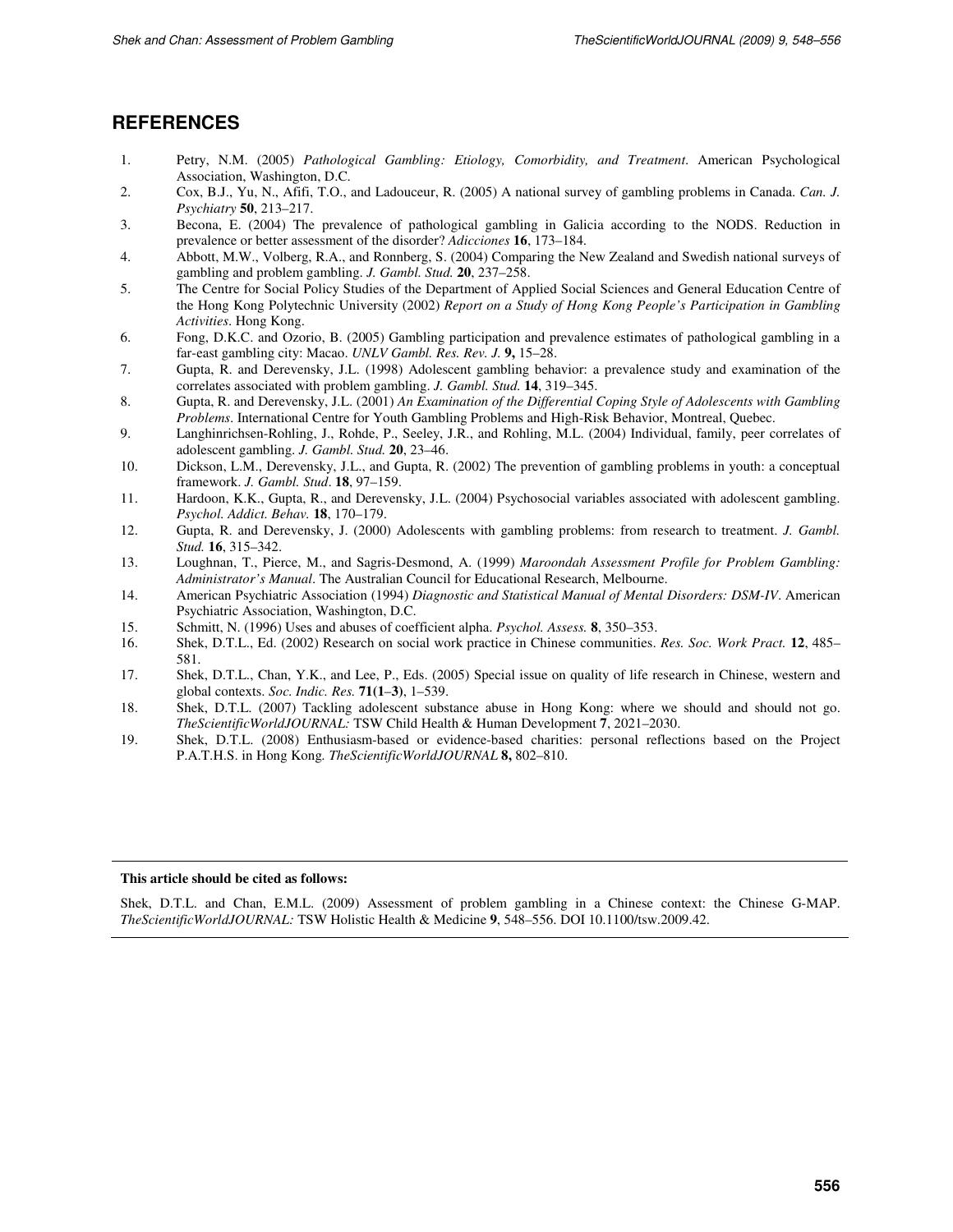## REFERENCES

1. Petry, N.M. (2005) *Pathological Gambling: Etiology, Comorbidity, and Treatment*. American Psychological Association, Washington, D.C.
2. Cox, B.J., Yu, N., Afifi, T.O., and Ladouceur, R. (2005) A national survey of gambling problems in Canada. *Can. J. Psychiatry* **50**, 213–217.
3. Becona, E. (2004) The prevalence of pathological gambling in Galicia according to the NODS. Reduction in prevalence or better assessment of the disorder? *Adicciones* **16**, 173–184.
4. Abbott, M.W., Volberg, R.A., and Ronnberg, S. (2004) Comparing the New Zealand and Swedish national surveys of gambling and problem gambling. *J. Gambl. Stud.* **20**, 237–258.
5. The Centre for Social Policy Studies of the Department of Applied Social Sciences and General Education Centre of the Hong Kong Polytechnic University (2002) *Report on a Study of Hong Kong People's Participation in Gambling Activities*. Hong Kong.
6. Fong, D.K.C. and Ozorio, B. (2005) Gambling participation and prevalence estimates of pathological gambling in a far-east gambling city: Macao. *UNLV Gambl. Res. Rev. J.* **9,** 15–28.
7. Gupta, R. and Derevensky, J.L. (1998) Adolescent gambling behavior: a prevalence study and examination of the correlates associated with problem gambling. *J. Gambl. Stud.* **14**, 319–345.
8. Gupta, R. and Derevensky, J.L. (2001) *An Examination of the Differential Coping Style of Adolescents with Gambling Problems*. International Centre for Youth Gambling Problems and High-Risk Behavior, Montreal, Quebec.
9. Langhinrichsen-Rohling, J., Rohde, P., Seeley, J.R., and Rohling, M.L. (2004) Individual, family, peer correlates of adolescent gambling. *J. Gambl. Stud.* **20**, 23–46.
10. Dickson, L.M., Derevensky, J.L., and Gupta, R. (2002) The prevention of gambling problems in youth: a conceptual framework. *J. Gambl. Stud*. **18**, 97–159.
11. Hardoon, K.K., Gupta, R., and Derevensky, J.L. (2004) Psychosocial variables associated with adolescent gambling. *Psychol. Addict. Behav.* **18**, 170–179.
12. Gupta, R. and Derevensky, J. (2000) Adolescents with gambling problems: from research to treatment. *J. Gambl. Stud.* **16**, 315–342.
13. Loughnan, T., Pierce, M., and Sagris-Desmond, A. (1999) *Maroondah Assessment Profile for Problem Gambling: Administrator's Manual*. The Australian Council for Educational Research, Melbourne.
14. American Psychiatric Association (1994) *Diagnostic and Statistical Manual of Mental Disorders: DSM-IV*. American Psychiatric Association, Washington, D.C.
15. Schmitt, N. (1996) Uses and abuses of coefficient alpha. *Psychol. Assess.* **8**, 350–353.
16. Shek, D.T.L., Ed. (2002) Research on social work practice in Chinese communities. *Res. Soc. Work Pract.* **12**, 485–581.
17. Shek, D.T.L., Chan, Y.K., and Lee, P., Eds. (2005) Special issue on quality of life research in Chinese, western and global contexts. *Soc. Indic. Res.* **71(1–3)**, 1–539.
18. Shek, D.T.L. (2007) Tackling adolescent substance abuse in Hong Kong: where we should and should not go. *TheScientificWorldJOURNAL:* TSW Child Health & Human Development **7**, 2021–2030.
19. Shek, D.T.L. (2008) Enthusiasm-based or evidence-based charities: personal reflections based on the Project P.A.T.H.S. in Hong Kong. *TheScientificWorldJOURNAL* **8,** 802–810.

---

**This article should be cited as follows:**

Shek, D.T.L. and Chan, E.M.L. (2009) Assessment of problem gambling in a Chinese context: the Chinese G-MAP. *TheScientificWorldJOURNAL:* TSW Holistic Health & Medicine **9**, 548–556. DOI 10.1100/tsw.2009.42.

---